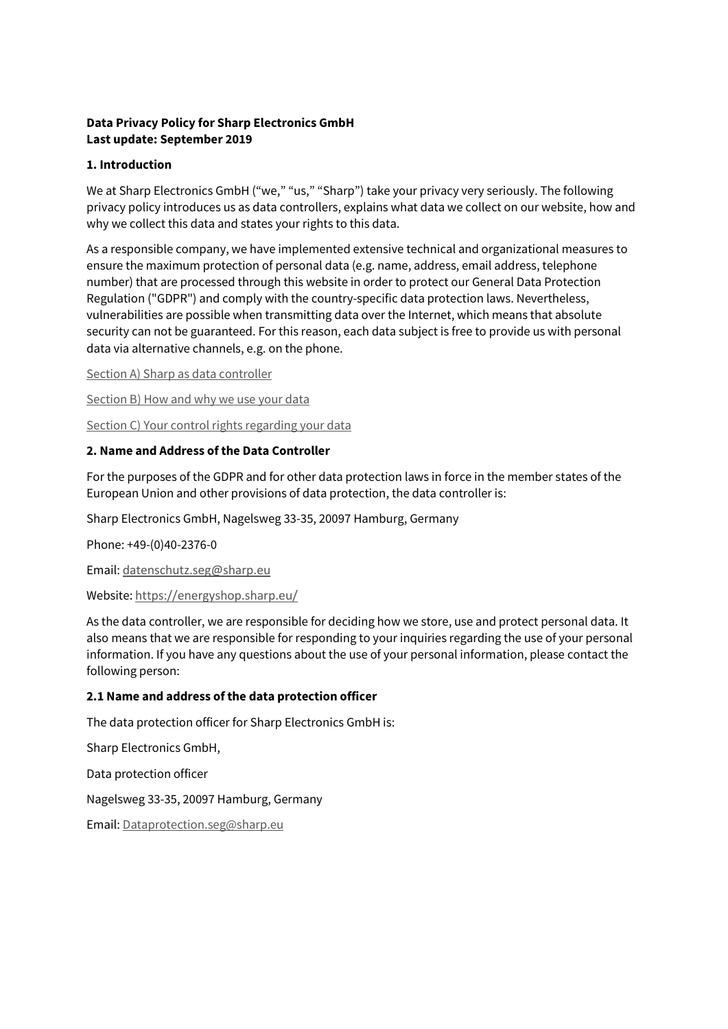**Data Privacy Policy for Sharp Electronics GmbH**
**Last update: September 2019**

## 1. Introduction

We at Sharp Electronics GmbH ("we," "us," "Sharp") take your privacy very seriously. The following privacy policy introduces us as data controllers, explains what data we collect on our website, how and why we collect this data and states your rights to this data.

As a responsible company, we have implemented extensive technical and organizational measures to ensure the maximum protection of personal data (e.g. name, address, email address, telephone number) that are processed through this website in order to protect our General Data Protection Regulation ("GDPR") and comply with the country-specific data protection laws. Nevertheless, vulnerabilities are possible when transmitting data over the Internet, which means that absolute security can not be guaranteed. For this reason, each data subject is free to provide us with personal data via alternative channels, e.g. on the phone.

Section A) Sharp as data controller

Section B) How and why we use your data

Section C) Your control rights regarding your data

## 2. Name and Address of the Data Controller

For the purposes of the GDPR and for other data protection laws in force in the member states of the European Union and other provisions of data protection, the data controller is:

Sharp Electronics GmbH, Nagelsweg 33-35, 20097 Hamburg, Germany

Phone: +49-(0)40-2376-0

Email: datenschutz.seg@sharp.eu

Website: https://energyshop.sharp.eu/

As the data controller, we are responsible for deciding how we store, use and protect personal data. It also means that we are responsible for responding to your inquiries regarding the use of your personal information. If you have any questions about the use of your personal information, please contact the following person:

### 2.1 Name and address of the data protection officer

The data protection officer for Sharp Electronics GmbH is:

Sharp Electronics GmbH,

Data protection officer

Nagelsweg 33-35, 20097 Hamburg, Germany

Email: Dataprotection.seg@sharp.eu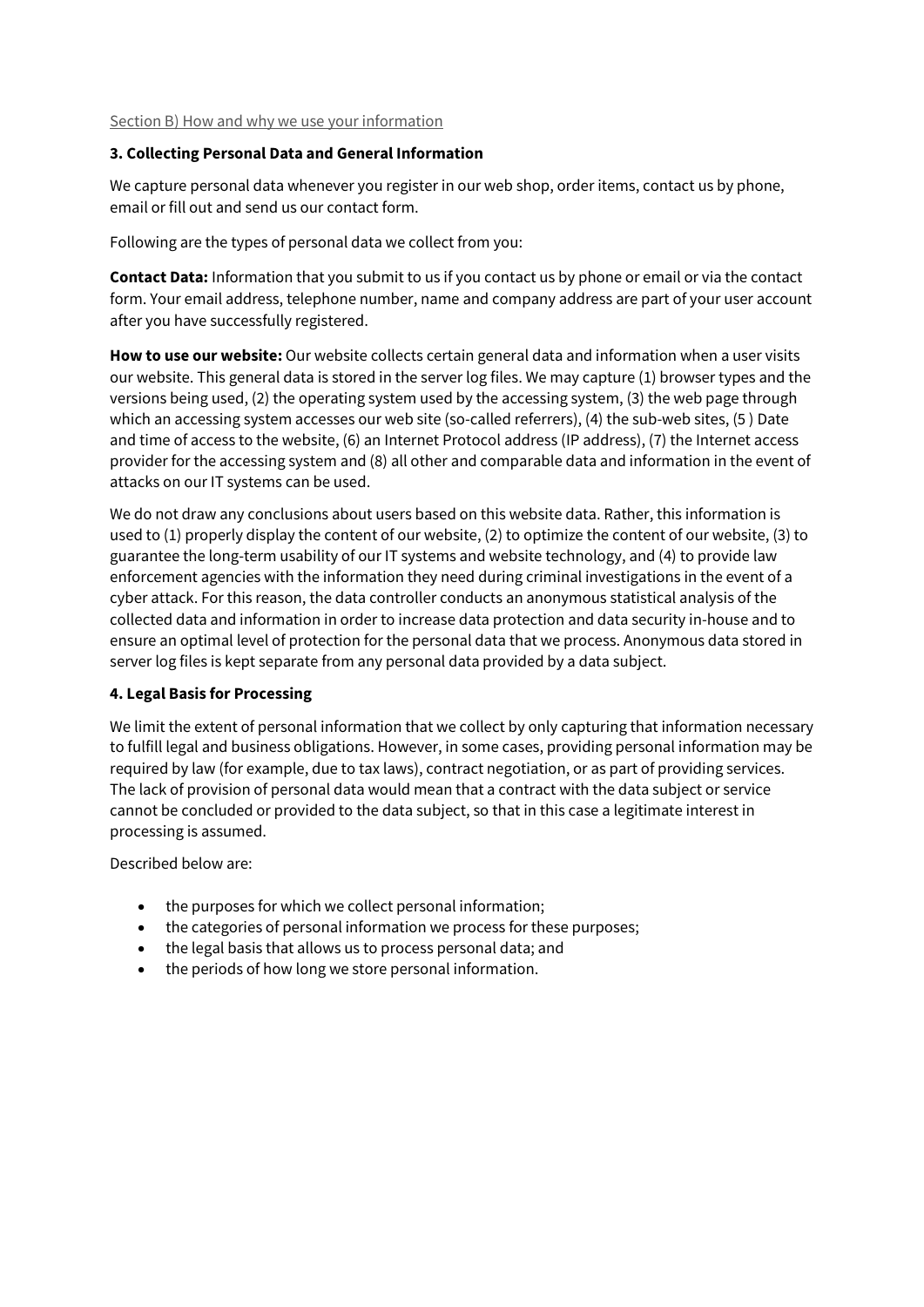Section B) How and why we use your information

### 3. Collecting Personal Data and General Information

We capture personal data whenever you register in our web shop, order items, contact us by phone, email or fill out and send us our contact form.

Following are the types of personal data we collect from you:

**Contact Data:** Information that you submit to us if you contact us by phone or email or via the contact form. Your email address, telephone number, name and company address are part of your user account after you have successfully registered.

**How to use our website:** Our website collects certain general data and information when a user visits our website. This general data is stored in the server log files. We may capture (1) browser types and the versions being used, (2) the operating system used by the accessing system, (3) the web page through which an accessing system accesses our web site (so-called referrers), (4) the sub-web sites, (5 ) Date and time of access to the website, (6) an Internet Protocol address (IP address), (7) the Internet access provider for the accessing system and (8) all other and comparable data and information in the event of attacks on our IT systems can be used.

We do not draw any conclusions about users based on this website data. Rather, this information is used to (1) properly display the content of our website, (2) to optimize the content of our website, (3) to guarantee the long-term usability of our IT systems and website technology, and (4) to provide law enforcement agencies with the information they need during criminal investigations in the event of a cyber attack. For this reason, the data controller conducts an anonymous statistical analysis of the collected data and information in order to increase data protection and data security in-house and to ensure an optimal level of protection for the personal data that we process. Anonymous data stored in server log files is kept separate from any personal data provided by a data subject.

### 4. Legal Basis for Processing

We limit the extent of personal information that we collect by only capturing that information necessary to fulfill legal and business obligations. However, in some cases, providing personal information may be required by law (for example, due to tax laws), contract negotiation, or as part of providing services. The lack of provision of personal data would mean that a contract with the data subject or service cannot be concluded or provided to the data subject, so that in this case a legitimate interest in processing is assumed.

Described below are:

- the purposes for which we collect personal information;
- the categories of personal information we process for these purposes;
- the legal basis that allows us to process personal data; and
- the periods of how long we store personal information.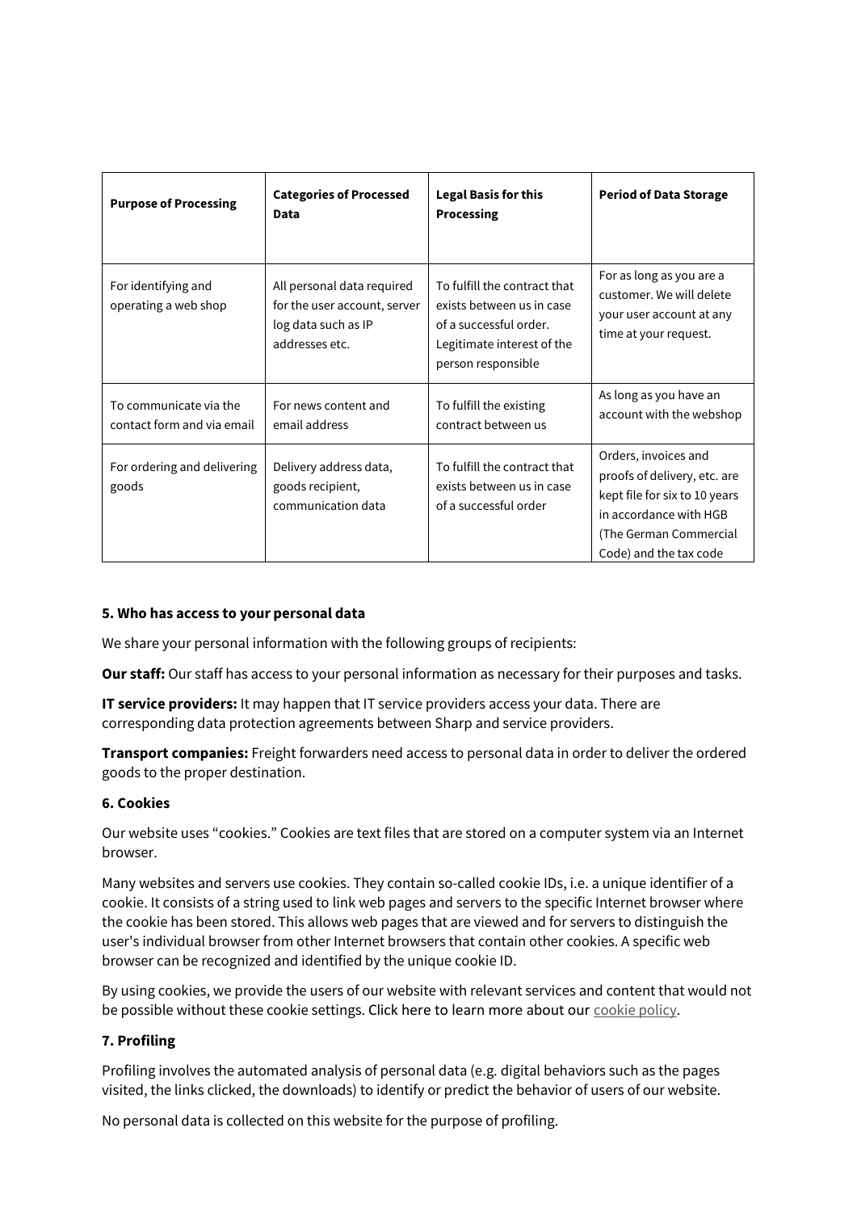| Purpose of Processing | Categories of Processed Data | Legal Basis for this Processing | Period of Data Storage |
|---|---|---|---|
| For identifying and operating a web shop | All personal data required for the user account, server log data such as IP addresses etc. | To fulfill the contract that exists between us in case of a successful order. Legitimate interest of the person responsible | For as long as you are a customer. We will delete your user account at any time at your request. |
| To communicate via the contact form and via email | For news content and email address | To fulfill the existing contract between us | As long as you have an account with the webshop |
| For ordering and delivering goods | Delivery address data, goods recipient, communication data | To fulfill the contract that exists between us in case of a successful order | Orders, invoices and proofs of delivery, etc. are kept file for six to 10 years in accordance with HGB (The German Commercial Code) and the tax code |

**5. Who has access to your personal data**

We share your personal information with the following groups of recipients:

**Our staff:** Our staff has access to your personal information as necessary for their purposes and tasks.

**IT service providers:** It may happen that IT service providers access your data. There are corresponding data protection agreements between Sharp and service providers.

**Transport companies:** Freight forwarders need access to personal data in order to deliver the ordered goods to the proper destination.

**6. Cookies**

Our website uses "cookies." Cookies are text files that are stored on a computer system via an Internet browser.

Many websites and servers use cookies. They contain so-called cookie IDs, i.e. a unique identifier of a cookie. It consists of a string used to link web pages and servers to the specific Internet browser where the cookie has been stored. This allows web pages that are viewed and for servers to distinguish the user's individual browser from other Internet browsers that contain other cookies. A specific web browser can be recognized and identified by the unique cookie ID.

By using cookies, we provide the users of our website with relevant services and content that would not be possible without these cookie settings. Click here to learn more about our cookie policy.

**7. Profiling**

Profiling involves the automated analysis of personal data (e.g. digital behaviors such as the pages visited, the links clicked, the downloads) to identify or predict the behavior of users of our website.

No personal data is collected on this website for the purpose of profiling.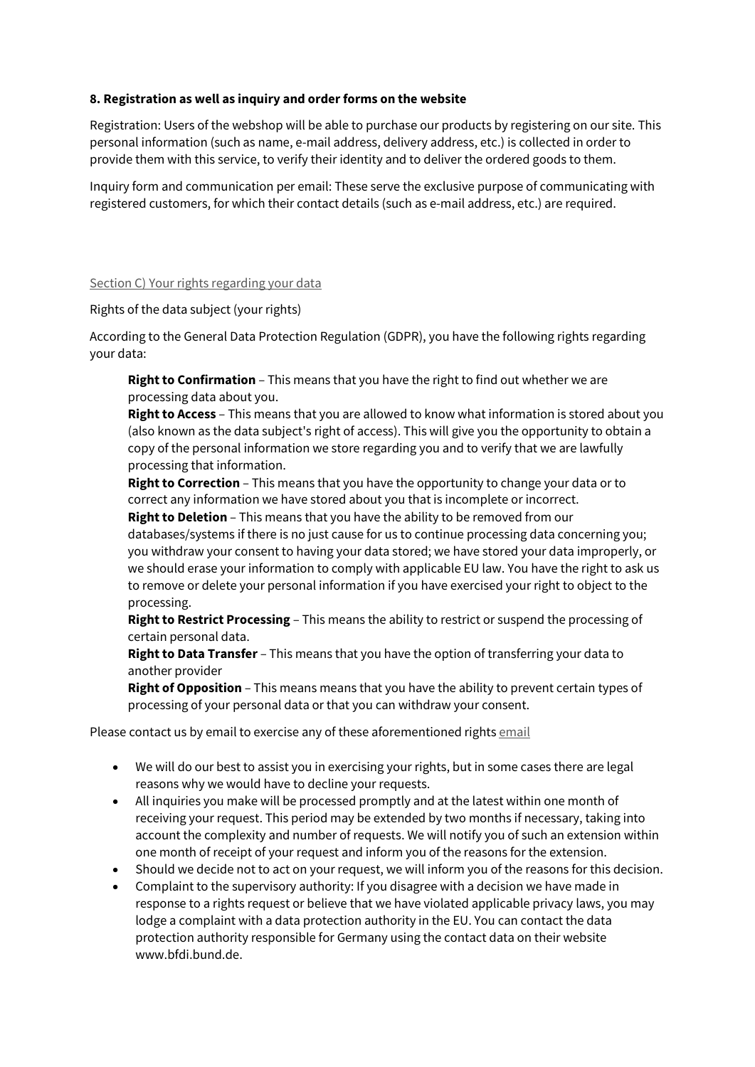**8. Registration as well as inquiry and order forms on the website**

Registration: Users of the webshop will be able to purchase our products by registering on our site. This personal information (such as name, e-mail address, delivery address, etc.) is collected in order to provide them with this service, to verify their identity and to deliver the ordered goods to them.

Inquiry form and communication per email: These serve the exclusive purpose of communicating with registered customers, for which their contact details (such as e-mail address, etc.) are required.

Section C) Your rights regarding your data

Rights of the data subject (your rights)

According to the General Data Protection Regulation (GDPR), you have the following rights regarding your data:

**Right to Confirmation** – This means that you have the right to find out whether we are processing data about you.
**Right to Access** – This means that you are allowed to know what information is stored about you (also known as the data subject's right of access). This will give you the opportunity to obtain a copy of the personal information we store regarding you and to verify that we are lawfully processing that information.
**Right to Correction** – This means that you have the opportunity to change your data or to correct any information we have stored about you that is incomplete or incorrect.
**Right to Deletion** – This means that you have the ability to be removed from our databases/systems if there is no just cause for us to continue processing data concerning you; you withdraw your consent to having your data stored; we have stored your data improperly, or we should erase your information to comply with applicable EU law. You have the right to ask us to remove or delete your personal information if you have exercised your right to object to the processing.
**Right to Restrict Processing** – This means the ability to restrict or suspend the processing of certain personal data.
**Right to Data Transfer** – This means that you have the option of transferring your data to another provider
**Right of Opposition** – This means means that you have the ability to prevent certain types of processing of your personal data or that you can withdraw your consent.

Please contact us by email to exercise any of these aforementioned rights email

- We will do our best to assist you in exercising your rights, but in some cases there are legal reasons why we would have to decline your requests.
- All inquiries you make will be processed promptly and at the latest within one month of receiving your request. This period may be extended by two months if necessary, taking into account the complexity and number of requests. We will notify you of such an extension within one month of receipt of your request and inform you of the reasons for the extension.
- Should we decide not to act on your request, we will inform you of the reasons for this decision.
- Complaint to the supervisory authority: If you disagree with a decision we have made in response to a rights request or believe that we have violated applicable privacy laws, you may lodge a complaint with a data protection authority in the EU. You can contact the data protection authority responsible for Germany using the contact data on their website www.bfdi.bund.de.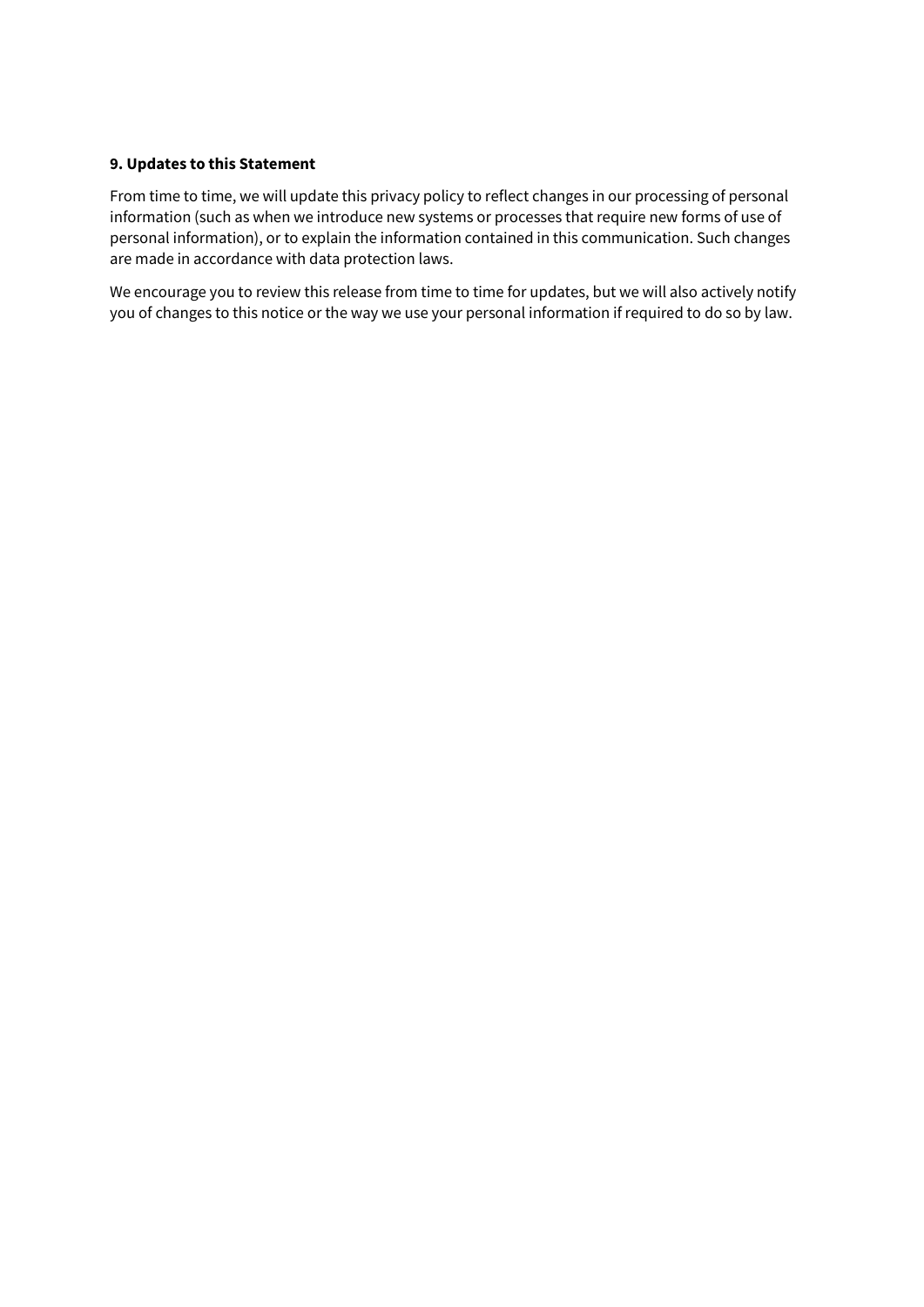### 9. Updates to this Statement

From time to time, we will update this privacy policy to reflect changes in our processing of personal information (such as when we introduce new systems or processes that require new forms of use of personal information), or to explain the information contained in this communication. Such changes are made in accordance with data protection laws.

We encourage you to review this release from time to time for updates, but we will also actively notify you of changes to this notice or the way we use your personal information if required to do so by law.